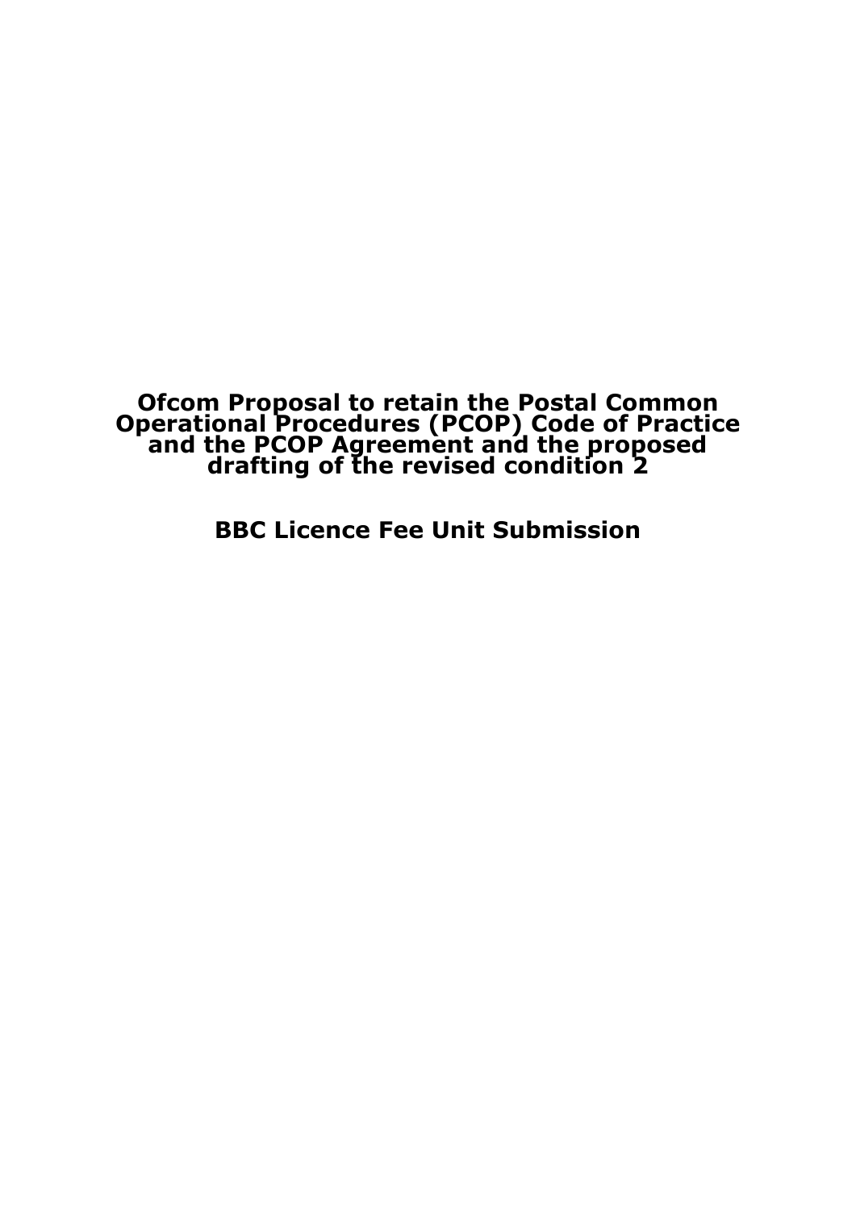# Ofcom Proposal to retain the Postal Common Operational Procedures (PCOP) Code of Practice and the PCOP Agreement and the proposed drafting of the revised condition 2

## BBC Licence Fee Unit Submission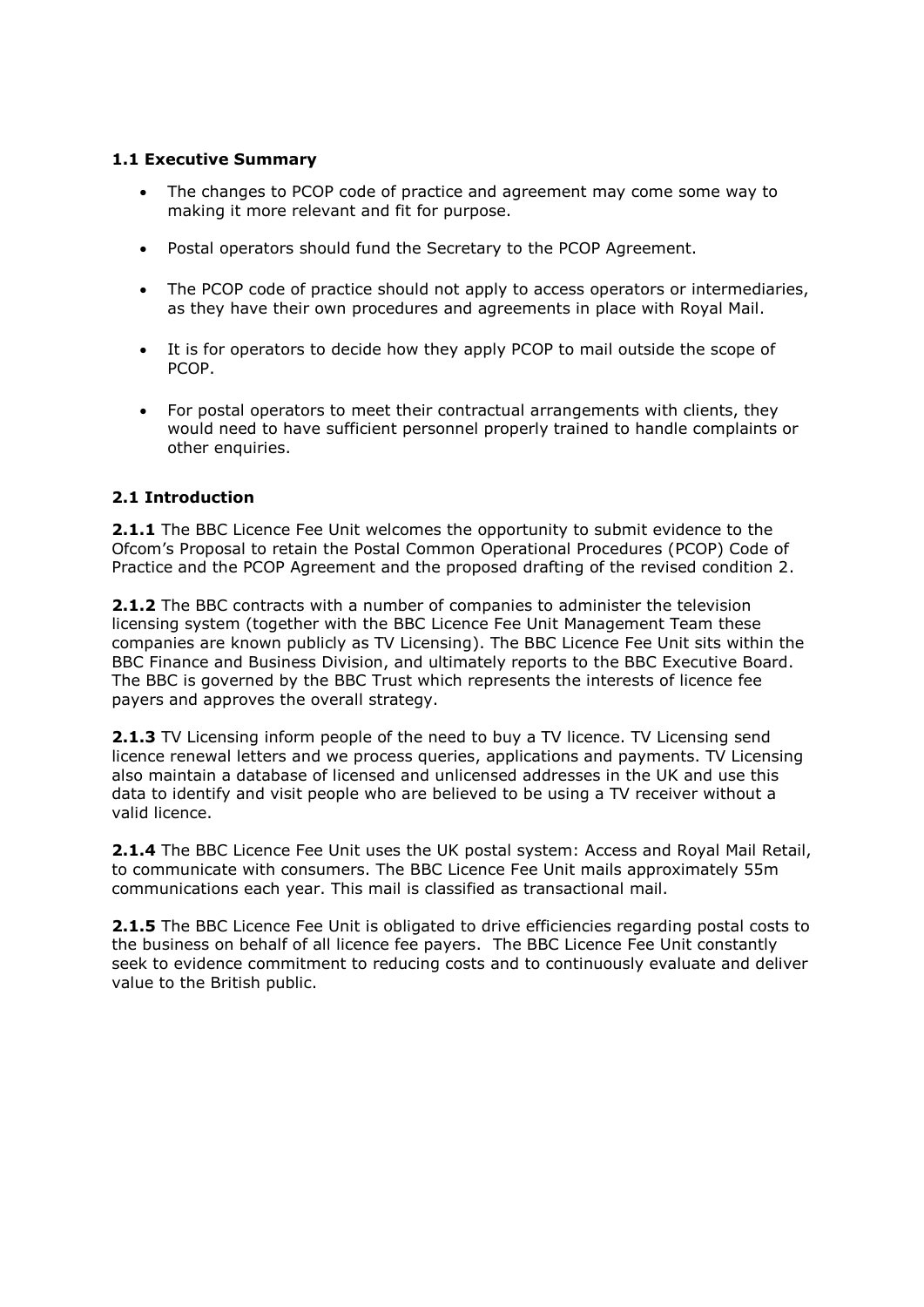**1.1 Executive Summary**

- The changes to PCOP code of practice and agreement may come some way to making it more relevant and fit for purpose.
- Postal operators should fund the Secretary to the PCOP Agreement.
- The PCOP code of practice should not apply to access operators or intermediaries, as they have their own procedures and agreements in place with Royal Mail.
- It is for operators to decide how they apply PCOP to mail outside the scope of PCOP.
- For postal operators to meet their contractual arrangements with clients, they would need to have sufficient personnel properly trained to handle complaints or other enquiries.

**2.1 Introduction**

**2.1.1** The BBC Licence Fee Unit welcomes the opportunity to submit evidence to the Ofcom's Proposal to retain the Postal Common Operational Procedures (PCOP) Code of Practice and the PCOP Agreement and the proposed drafting of the revised condition 2.

**2.1.2** The BBC contracts with a number of companies to administer the television licensing system (together with the BBC Licence Fee Unit Management Team these companies are known publicly as TV Licensing). The BBC Licence Fee Unit sits within the BBC Finance and Business Division, and ultimately reports to the BBC Executive Board. The BBC is governed by the BBC Trust which represents the interests of licence fee payers and approves the overall strategy.

**2.1.3** TV Licensing inform people of the need to buy a TV licence. TV Licensing send licence renewal letters and we process queries, applications and payments. TV Licensing also maintain a database of licensed and unlicensed addresses in the UK and use this data to identify and visit people who are believed to be using a TV receiver without a valid licence.

**2.1.4** The BBC Licence Fee Unit uses the UK postal system: Access and Royal Mail Retail, to communicate with consumers. The BBC Licence Fee Unit mails approximately 55m communications each year. This mail is classified as transactional mail.

**2.1.5** The BBC Licence Fee Unit is obligated to drive efficiencies regarding postal costs to the business on behalf of all licence fee payers. The BBC Licence Fee Unit constantly seek to evidence commitment to reducing costs and to continuously evaluate and deliver value to the British public.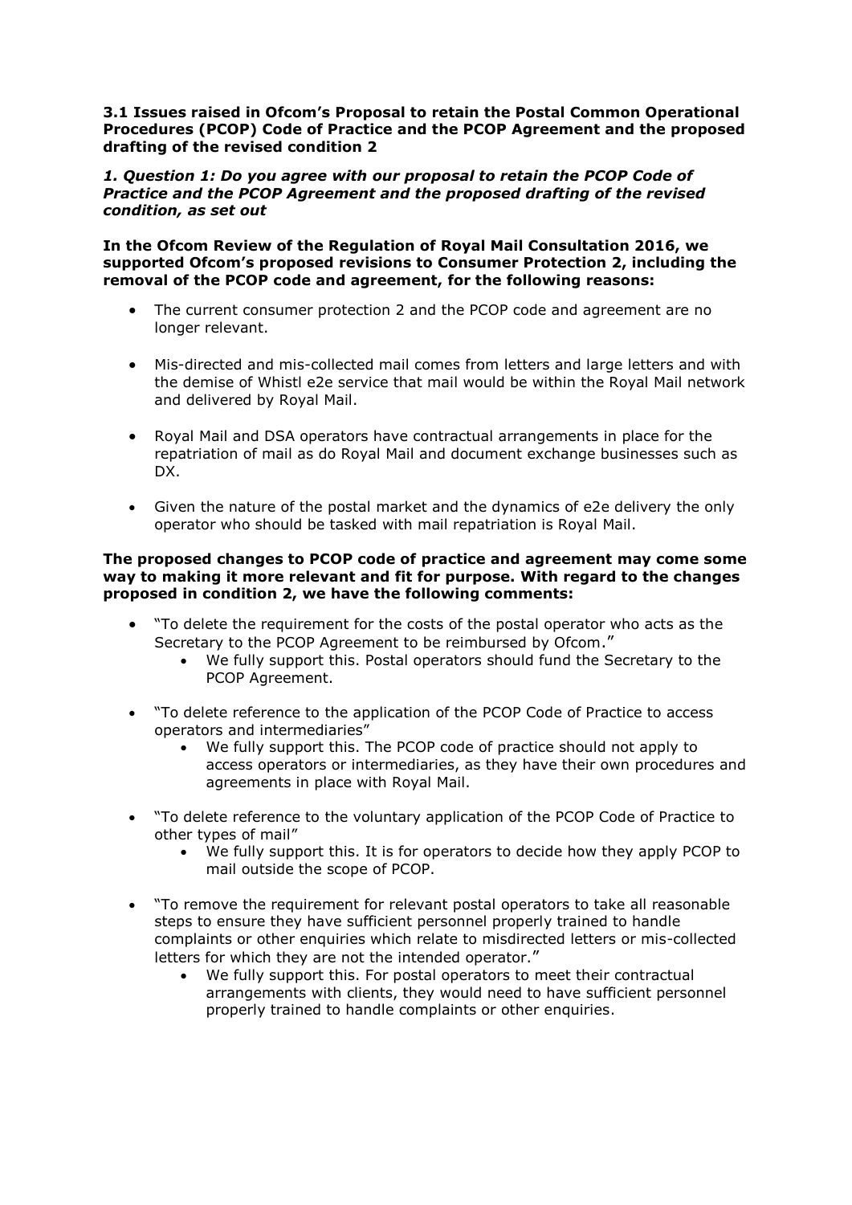**3.1 Issues raised in Ofcom's Proposal to retain the Postal Common Operational Procedures (PCOP) Code of Practice and the PCOP Agreement and the proposed drafting of the revised condition 2**

***1. Question 1: Do you agree with our proposal to retain the PCOP Code of Practice and the PCOP Agreement and the proposed drafting of the revised condition, as set out***

**In the Ofcom Review of the Regulation of Royal Mail Consultation 2016, we supported Ofcom's proposed revisions to Consumer Protection 2, including the removal of the PCOP code and agreement, for the following reasons:**

- The current consumer protection 2 and the PCOP code and agreement are no longer relevant.
- Mis-directed and mis-collected mail comes from letters and large letters and with the demise of Whistl e2e service that mail would be within the Royal Mail network and delivered by Royal Mail.
- Royal Mail and DSA operators have contractual arrangements in place for the repatriation of mail as do Royal Mail and document exchange businesses such as DX.
- Given the nature of the postal market and the dynamics of e2e delivery the only operator who should be tasked with mail repatriation is Royal Mail.

**The proposed changes to PCOP code of practice and agreement may come some way to making it more relevant and fit for purpose. With regard to the changes proposed in condition 2, we have the following comments:**

- "To delete the requirement for the costs of the postal operator who acts as the Secretary to the PCOP Agreement to be reimbursed by Ofcom."
  - We fully support this. Postal operators should fund the Secretary to the PCOP Agreement.
- "To delete reference to the application of the PCOP Code of Practice to access operators and intermediaries"
  - We fully support this. The PCOP code of practice should not apply to access operators or intermediaries, as they have their own procedures and agreements in place with Royal Mail.
- "To delete reference to the voluntary application of the PCOP Code of Practice to other types of mail"
  - We fully support this. It is for operators to decide how they apply PCOP to mail outside the scope of PCOP.
- "To remove the requirement for relevant postal operators to take all reasonable steps to ensure they have sufficient personnel properly trained to handle complaints or other enquiries which relate to misdirected letters or mis-collected letters for which they are not the intended operator."
  - We fully support this. For postal operators to meet their contractual arrangements with clients, they would need to have sufficient personnel properly trained to handle complaints or other enquiries.